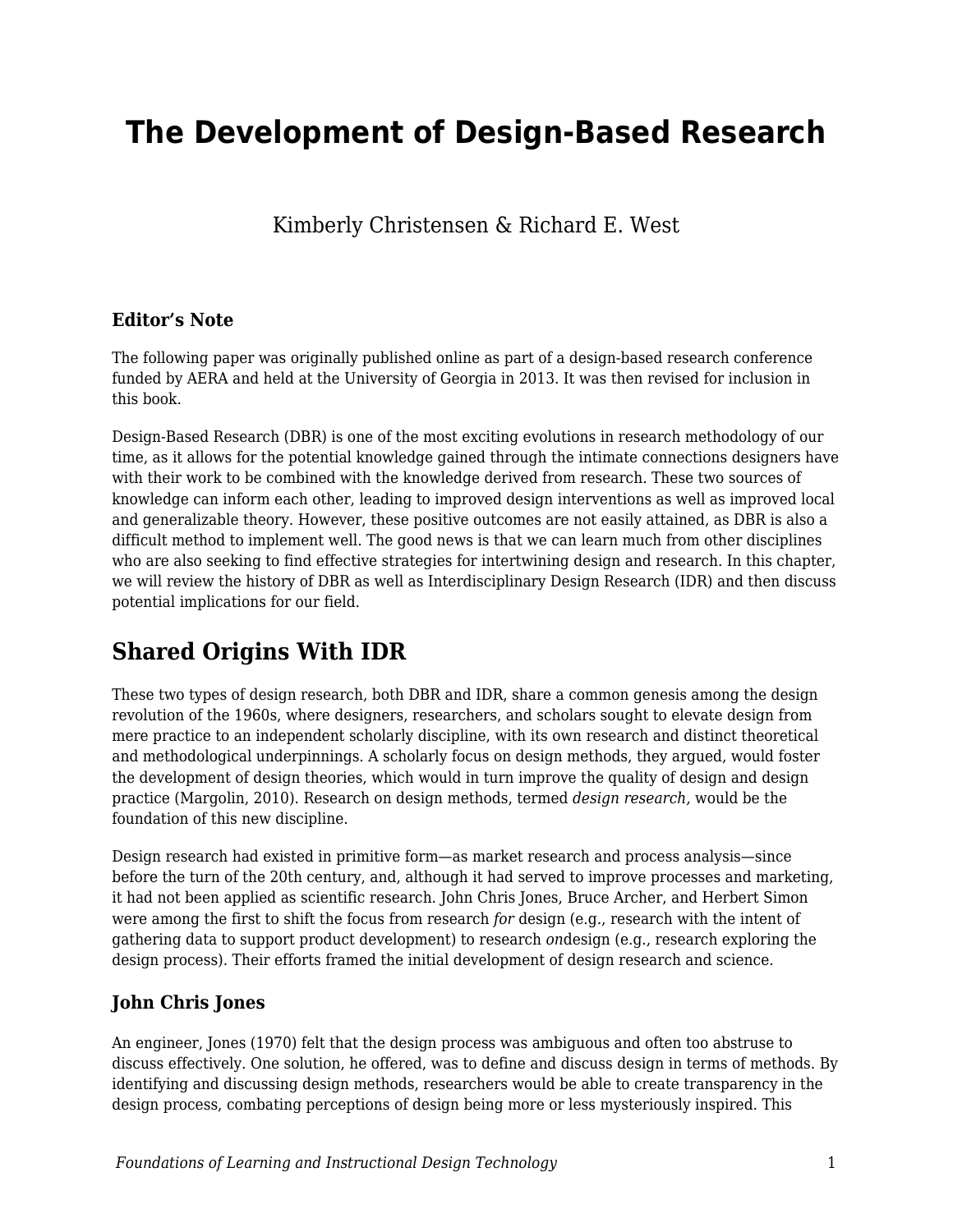# The Development of Design-Based Research

Kimberly Christensen & Richard E. West

### Editor's Note

The following paper was originally published online as part of a design-based research conference funded by AERA and held at the University of Georgia in 2013. It was then revised for inclusion in this book.

Design-Based Research (DBR) is one of the most exciting evolutions in research methodology of our time, as it allows for the potential knowledge gained through the intimate connections designers have with their work to be combined with the knowledge derived from research. These two sources of knowledge can inform each other, leading to improved design interventions as well as improved local and generalizable theory. However, these positive outcomes are not easily attained, as DBR is also a difficult method to implement well. The good news is that we can learn much from other disciplines who are also seeking to find effective strategies for intertwining design and research. In this chapter, we will review the history of DBR as well as Interdisciplinary Design Research (IDR) and then discuss potential implications for our field.

## Shared Origins With IDR

These two types of design research, both DBR and IDR, share a common genesis among the design revolution of the 1960s, where designers, researchers, and scholars sought to elevate design from mere practice to an independent scholarly discipline, with its own research and distinct theoretical and methodological underpinnings. A scholarly focus on design methods, they argued, would foster the development of design theories, which would in turn improve the quality of design and design practice (Margolin, 2010). Research on design methods, termed *design research,* would be the foundation of this new discipline.

Design research had existed in primitive form—as market research and process analysis—since before the turn of the 20th century, and, although it had served to improve processes and marketing, it had not been applied as scientific research. John Chris Jones, Bruce Archer, and Herbert Simon were among the first to shift the focus from research *for* design (e.g., research with the intent of gathering data to support product development) to research *on*design (e.g., research exploring the design process). Their efforts framed the initial development of design research and science.

### John Chris Jones

An engineer, Jones (1970) felt that the design process was ambiguous and often too abstruse to discuss effectively. One solution, he offered, was to define and discuss design in terms of methods. By identifying and discussing design methods, researchers would be able to create transparency in the design process, combating perceptions of design being more or less mysteriously inspired. This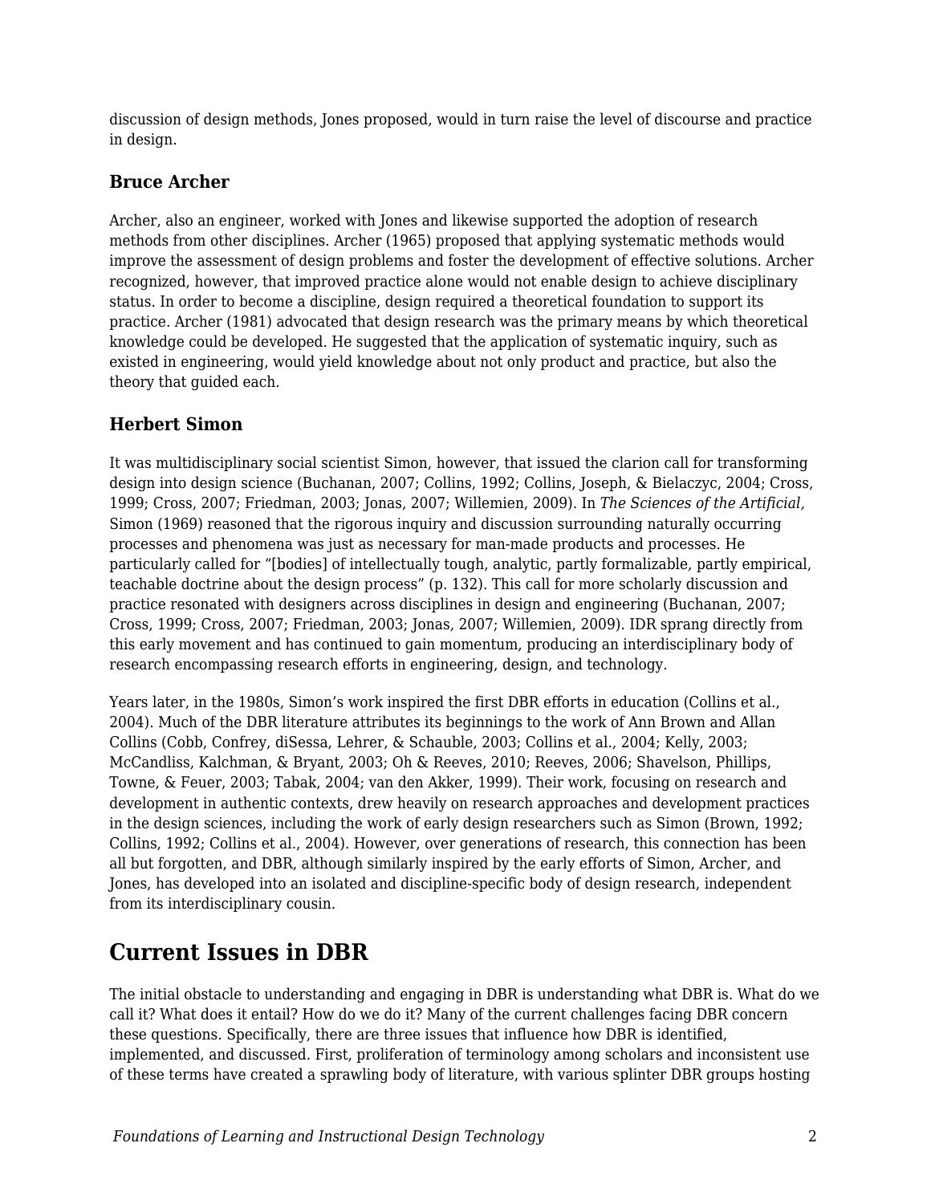discussion of design methods, Jones proposed, would in turn raise the level of discourse and practice in design.

### Bruce Archer

Archer, also an engineer, worked with Jones and likewise supported the adoption of research methods from other disciplines. Archer (1965) proposed that applying systematic methods would improve the assessment of design problems and foster the development of effective solutions. Archer recognized, however, that improved practice alone would not enable design to achieve disciplinary status. In order to become a discipline, design required a theoretical foundation to support its practice. Archer (1981) advocated that design research was the primary means by which theoretical knowledge could be developed. He suggested that the application of systematic inquiry, such as existed in engineering, would yield knowledge about not only product and practice, but also the theory that guided each.

### Herbert Simon

It was multidisciplinary social scientist Simon, however, that issued the clarion call for transforming design into design science (Buchanan, 2007; Collins, 1992; Collins, Joseph, & Bielaczyc, 2004; Cross, 1999; Cross, 2007; Friedman, 2003; Jonas, 2007; Willemien, 2009). In *The Sciences of the Artificial,* Simon (1969) reasoned that the rigorous inquiry and discussion surrounding naturally occurring processes and phenomena was just as necessary for man-made products and processes. He particularly called for "[bodies] of intellectually tough, analytic, partly formalizable, partly empirical, teachable doctrine about the design process" (p. 132). This call for more scholarly discussion and practice resonated with designers across disciplines in design and engineering (Buchanan, 2007; Cross, 1999; Cross, 2007; Friedman, 2003; Jonas, 2007; Willemien, 2009). IDR sprang directly from this early movement and has continued to gain momentum, producing an interdisciplinary body of research encompassing research efforts in engineering, design, and technology.

Years later, in the 1980s, Simon's work inspired the first DBR efforts in education (Collins et al., 2004). Much of the DBR literature attributes its beginnings to the work of Ann Brown and Allan Collins (Cobb, Confrey, diSessa, Lehrer, & Schauble, 2003; Collins et al., 2004; Kelly, 2003; McCandliss, Kalchman, & Bryant, 2003; Oh & Reeves, 2010; Reeves, 2006; Shavelson, Phillips, Towne, & Feuer, 2003; Tabak, 2004; van den Akker, 1999). Their work, focusing on research and development in authentic contexts, drew heavily on research approaches and development practices in the design sciences, including the work of early design researchers such as Simon (Brown, 1992; Collins, 1992; Collins et al., 2004). However, over generations of research, this connection has been all but forgotten, and DBR, although similarly inspired by the early efforts of Simon, Archer, and Jones, has developed into an isolated and discipline-specific body of design research, independent from its interdisciplinary cousin.

## Current Issues in DBR

The initial obstacle to understanding and engaging in DBR is understanding what DBR is. What do we call it? What does it entail? How do we do it? Many of the current challenges facing DBR concern these questions. Specifically, there are three issues that influence how DBR is identified, implemented, and discussed. First, proliferation of terminology among scholars and inconsistent use of these terms have created a sprawling body of literature, with various splinter DBR groups hosting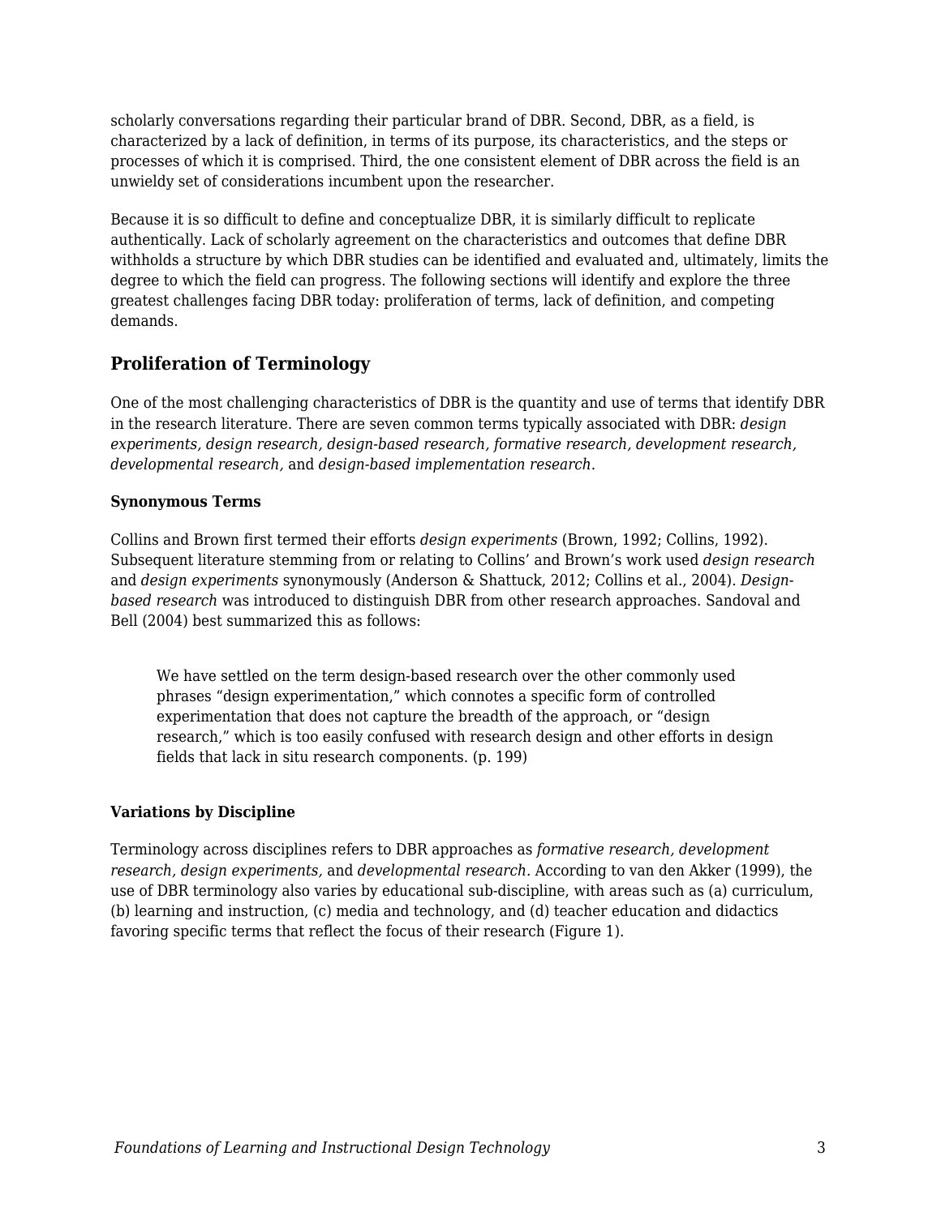scholarly conversations regarding their particular brand of DBR. Second, DBR, as a field, is characterized by a lack of definition, in terms of its purpose, its characteristics, and the steps or processes of which it is comprised. Third, the one consistent element of DBR across the field is an unwieldy set of considerations incumbent upon the researcher.

Because it is so difficult to define and conceptualize DBR, it is similarly difficult to replicate authentically. Lack of scholarly agreement on the characteristics and outcomes that define DBR withholds a structure by which DBR studies can be identified and evaluated and, ultimately, limits the degree to which the field can progress. The following sections will identify and explore the three greatest challenges facing DBR today: proliferation of terms, lack of definition, and competing demands.

## Proliferation of Terminology

One of the most challenging characteristics of DBR is the quantity and use of terms that identify DBR in the research literature. There are seven common terms typically associated with DBR: *design experiments, design research, design-based research, formative research, development research, developmental research,* and *design-based implementation research.*

### Synonymous Terms

Collins and Brown first termed their efforts *design experiments* (Brown, 1992; Collins, 1992). Subsequent literature stemming from or relating to Collins' and Brown's work used *design research* and *design experiments* synonymously (Anderson & Shattuck, 2012; Collins et al., 2004). *Design-based research* was introduced to distinguish DBR from other research approaches. Sandoval and Bell (2004) best summarized this as follows:

> We have settled on the term design-based research over the other commonly used phrases "design experimentation," which connotes a specific form of controlled experimentation that does not capture the breadth of the approach, or "design research," which is too easily confused with research design and other efforts in design fields that lack in situ research components. (p. 199)

### Variations by Discipline

Terminology across disciplines refers to DBR approaches as *formative research, development research, design experiments,* and *developmental research.* According to van den Akker (1999), the use of DBR terminology also varies by educational sub-discipline, with areas such as (a) curriculum, (b) learning and instruction, (c) media and technology, and (d) teacher education and didactics favoring specific terms that reflect the focus of their research (Figure 1).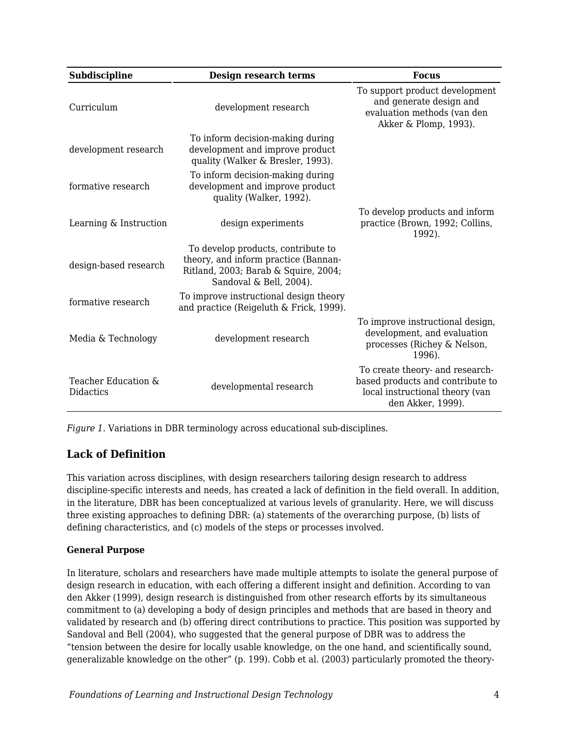| Subdiscipline | Design research terms | Focus |
| --- | --- | --- |
| Curriculum | development research | To support product development and generate design and evaluation methods (van den Akker & Plomp, 1993). |
| development research | To inform decision-making during development and improve product quality (Walker & Bresler, 1993). | |
| formative research | To inform decision-making during development and improve product quality (Walker, 1992). | |
| Learning & Instruction | design experiments | To develop products and inform practice (Brown, 1992; Collins, 1992). |
| design-based research | To develop products, contribute to theory, and inform practice (Bannan-Ritland, 2003; Barab & Squire, 2004; Sandoval & Bell, 2004). | |
| formative research | To improve instructional design theory and practice (Reigeluth & Frick, 1999). | |
| Media & Technology | development research | To improve instructional design, development, and evaluation processes (Richey & Nelson, 1996). |
| Teacher Education & Didactics | developmental research | To create theory- and research-based products and contribute to local instructional theory (van den Akker, 1999). |

*Figure 1.* Variations in DBR terminology across educational sub-disciplines.

## Lack of Definition

This variation across disciplines, with design researchers tailoring design research to address discipline-specific interests and needs, has created a lack of definition in the field overall. In addition, in the literature, DBR has been conceptualized at various levels of granularity. Here, we will discuss three existing approaches to defining DBR: (a) statements of the overarching purpose, (b) lists of defining characteristics, and (c) models of the steps or processes involved.

### General Purpose

In literature, scholars and researchers have made multiple attempts to isolate the general purpose of design research in education, with each offering a different insight and definition. According to van den Akker (1999), design research is distinguished from other research efforts by its simultaneous commitment to (a) developing a body of design principles and methods that are based in theory and validated by research and (b) offering direct contributions to practice. This position was supported by Sandoval and Bell (2004), who suggested that the general purpose of DBR was to address the "tension between the desire for locally usable knowledge, on the one hand, and scientifically sound, generalizable knowledge on the other" (p. 199). Cobb et al. (2003) particularly promoted the theory-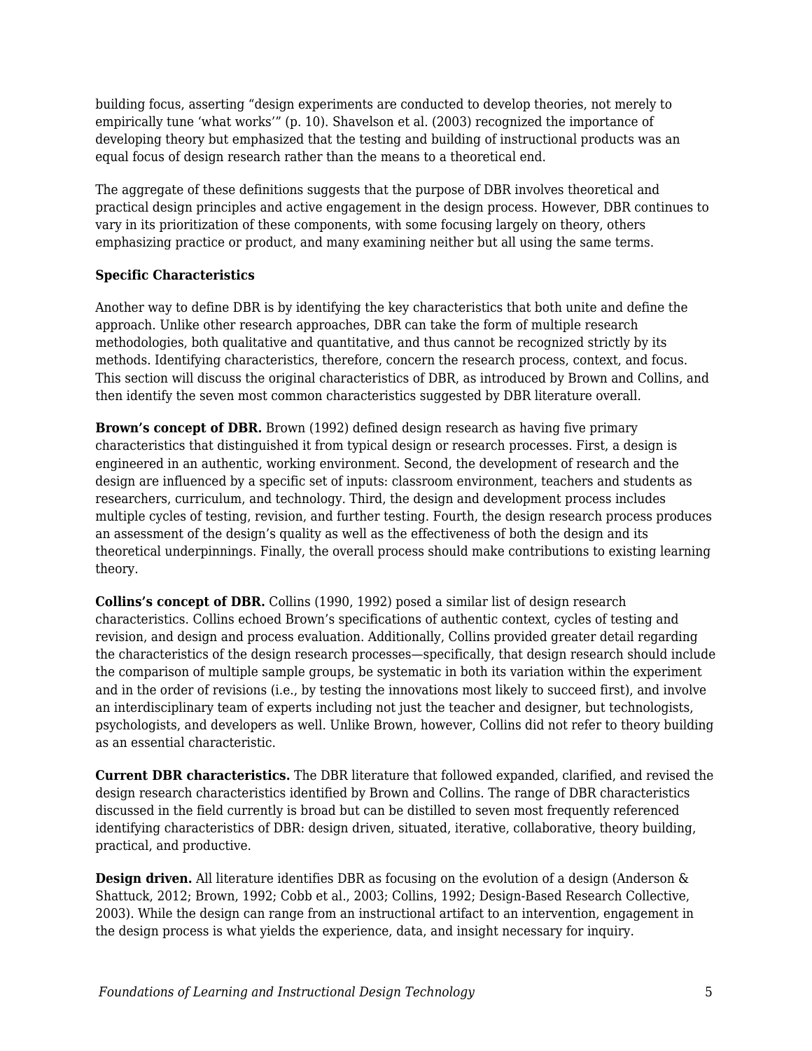building focus, asserting "design experiments are conducted to develop theories, not merely to empirically tune 'what works'" (p. 10). Shavelson et al. (2003) recognized the importance of developing theory but emphasized that the testing and building of instructional products was an equal focus of design research rather than the means to a theoretical end.

The aggregate of these definitions suggests that the purpose of DBR involves theoretical and practical design principles and active engagement in the design process. However, DBR continues to vary in its prioritization of these components, with some focusing largely on theory, others emphasizing practice or product, and many examining neither but all using the same terms.

### Specific Characteristics

Another way to define DBR is by identifying the key characteristics that both unite and define the approach. Unlike other research approaches, DBR can take the form of multiple research methodologies, both qualitative and quantitative, and thus cannot be recognized strictly by its methods. Identifying characteristics, therefore, concern the research process, context, and focus. This section will discuss the original characteristics of DBR, as introduced by Brown and Collins, and then identify the seven most common characteristics suggested by DBR literature overall.

**Brown's concept of DBR.** Brown (1992) defined design research as having five primary characteristics that distinguished it from typical design or research processes. First, a design is engineered in an authentic, working environment. Second, the development of research and the design are influenced by a specific set of inputs: classroom environment, teachers and students as researchers, curriculum, and technology. Third, the design and development process includes multiple cycles of testing, revision, and further testing. Fourth, the design research process produces an assessment of the design's quality as well as the effectiveness of both the design and its theoretical underpinnings. Finally, the overall process should make contributions to existing learning theory.

**Collins's concept of DBR.** Collins (1990, 1992) posed a similar list of design research characteristics. Collins echoed Brown's specifications of authentic context, cycles of testing and revision, and design and process evaluation. Additionally, Collins provided greater detail regarding the characteristics of the design research processes—specifically, that design research should include the comparison of multiple sample groups, be systematic in both its variation within the experiment and in the order of revisions (i.e., by testing the innovations most likely to succeed first), and involve an interdisciplinary team of experts including not just the teacher and designer, but technologists, psychologists, and developers as well. Unlike Brown, however, Collins did not refer to theory building as an essential characteristic.

**Current DBR characteristics.** The DBR literature that followed expanded, clarified, and revised the design research characteristics identified by Brown and Collins. The range of DBR characteristics discussed in the field currently is broad but can be distilled to seven most frequently referenced identifying characteristics of DBR: design driven, situated, iterative, collaborative, theory building, practical, and productive.

**Design driven.** All literature identifies DBR as focusing on the evolution of a design (Anderson & Shattuck, 2012; Brown, 1992; Cobb et al., 2003; Collins, 1992; Design-Based Research Collective, 2003). While the design can range from an instructional artifact to an intervention, engagement in the design process is what yields the experience, data, and insight necessary for inquiry.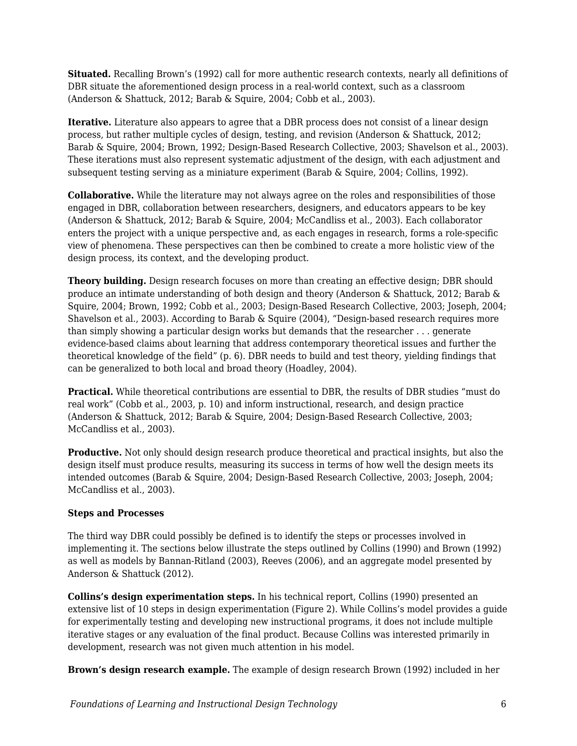**Situated.** Recalling Brown's (1992) call for more authentic research contexts, nearly all definitions of DBR situate the aforementioned design process in a real-world context, such as a classroom (Anderson & Shattuck, 2012; Barab & Squire, 2004; Cobb et al., 2003).

**Iterative.** Literature also appears to agree that a DBR process does not consist of a linear design process, but rather multiple cycles of design, testing, and revision (Anderson & Shattuck, 2012; Barab & Squire, 2004; Brown, 1992; Design-Based Research Collective, 2003; Shavelson et al., 2003). These iterations must also represent systematic adjustment of the design, with each adjustment and subsequent testing serving as a miniature experiment (Barab & Squire, 2004; Collins, 1992).

**Collaborative.** While the literature may not always agree on the roles and responsibilities of those engaged in DBR, collaboration between researchers, designers, and educators appears to be key (Anderson & Shattuck, 2012; Barab & Squire, 2004; McCandliss et al., 2003). Each collaborator enters the project with a unique perspective and, as each engages in research, forms a role-specific view of phenomena. These perspectives can then be combined to create a more holistic view of the design process, its context, and the developing product.

**Theory building.** Design research focuses on more than creating an effective design; DBR should produce an intimate understanding of both design and theory (Anderson & Shattuck, 2012; Barab & Squire, 2004; Brown, 1992; Cobb et al., 2003; Design-Based Research Collective, 2003; Joseph, 2004; Shavelson et al., 2003). According to Barab & Squire (2004), "Design-based research requires more than simply showing a particular design works but demands that the researcher . . . generate evidence-based claims about learning that address contemporary theoretical issues and further the theoretical knowledge of the field" (p. 6). DBR needs to build and test theory, yielding findings that can be generalized to both local and broad theory (Hoadley, 2004).

**Practical.** While theoretical contributions are essential to DBR, the results of DBR studies "must do real work" (Cobb et al., 2003, p. 10) and inform instructional, research, and design practice (Anderson & Shattuck, 2012; Barab & Squire, 2004; Design-Based Research Collective, 2003; McCandliss et al., 2003).

**Productive.** Not only should design research produce theoretical and practical insights, but also the design itself must produce results, measuring its success in terms of how well the design meets its intended outcomes (Barab & Squire, 2004; Design-Based Research Collective, 2003; Joseph, 2004; McCandliss et al., 2003).

### Steps and Processes

The third way DBR could possibly be defined is to identify the steps or processes involved in implementing it. The sections below illustrate the steps outlined by Collins (1990) and Brown (1992) as well as models by Bannan-Ritland (2003), Reeves (2006), and an aggregate model presented by Anderson & Shattuck (2012).

**Collins's design experimentation steps.** In his technical report, Collins (1990) presented an extensive list of 10 steps in design experimentation (Figure 2). While Collins's model provides a guide for experimentally testing and developing new instructional programs, it does not include multiple iterative stages or any evaluation of the final product. Because Collins was interested primarily in development, research was not given much attention in his model.

**Brown's design research example.** The example of design research Brown (1992) included in her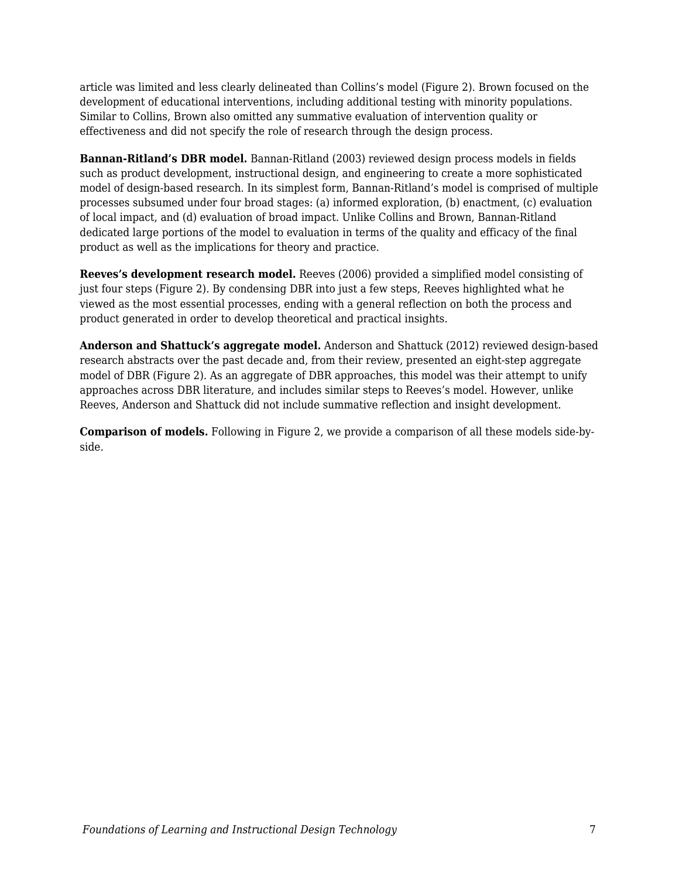article was limited and less clearly delineated than Collins's model (Figure 2). Brown focused on the development of educational interventions, including additional testing with minority populations. Similar to Collins, Brown also omitted any summative evaluation of intervention quality or effectiveness and did not specify the role of research through the design process.

**Bannan-Ritland's DBR model.** Bannan-Ritland (2003) reviewed design process models in fields such as product development, instructional design, and engineering to create a more sophisticated model of design-based research. In its simplest form, Bannan-Ritland's model is comprised of multiple processes subsumed under four broad stages: (a) informed exploration, (b) enactment, (c) evaluation of local impact, and (d) evaluation of broad impact. Unlike Collins and Brown, Bannan-Ritland dedicated large portions of the model to evaluation in terms of the quality and efficacy of the final product as well as the implications for theory and practice.

**Reeves's development research model.** Reeves (2006) provided a simplified model consisting of just four steps (Figure 2). By condensing DBR into just a few steps, Reeves highlighted what he viewed as the most essential processes, ending with a general reflection on both the process and product generated in order to develop theoretical and practical insights.

**Anderson and Shattuck's aggregate model.** Anderson and Shattuck (2012) reviewed design-based research abstracts over the past decade and, from their review, presented an eight-step aggregate model of DBR (Figure 2). As an aggregate of DBR approaches, this model was their attempt to unify approaches across DBR literature, and includes similar steps to Reeves's model. However, unlike Reeves, Anderson and Shattuck did not include summative reflection and insight development.

**Comparison of models.** Following in Figure 2, we provide a comparison of all these models side-by-side.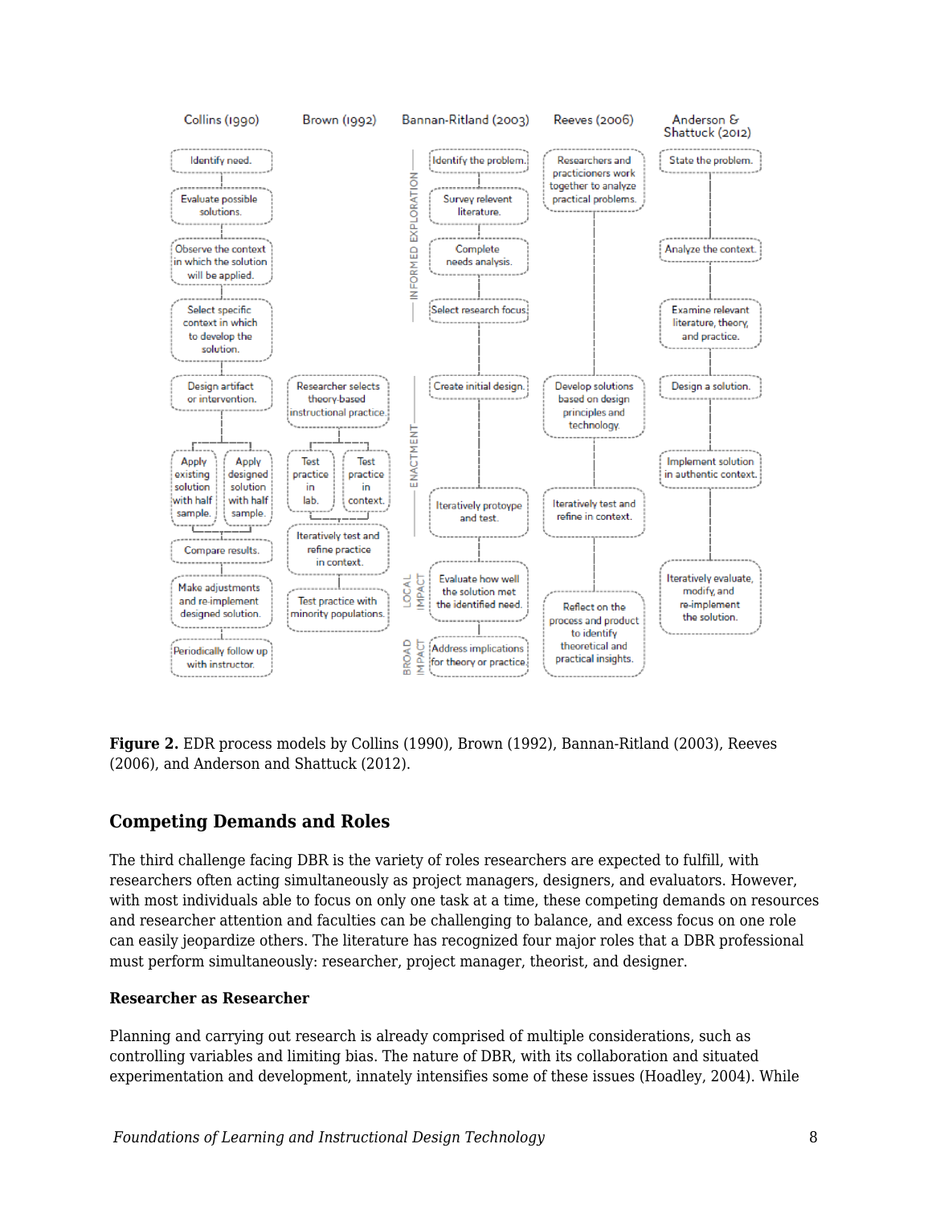**Collins (1990)**

- Identify need.
- Evaluate possible solutions.
- Observe the context in which the solution will be applied.
- Select specific context in which to develop the solution.
- Design artifact or intervention.
- Apply existing solution with half sample. / Apply designed solution with half sample.
- Compare results.
- Make adjustments and re-implement designed solution.
- Periodically follow up with instructor.

**Brown (1992)**

- Researcher selects theory-based instructional practice.
- Test practice in lab. / Test practice in context.
- Iteratively test and refine practice in context.
- Test practice with minority populations.

**Bannan-Ritland (2003)**

INFORMED EXPLORATION

- Identify the problem.
- Survey relevent literature.
- Complete needs analysis.
- Select research focus.

ENACTMENT

- Create initial design.
- Iteratively protoype and test.

LOCAL IMPACT

- Evaluate how well the solution met the identified need.

BROAD IMPACT

- Address implications for theory or practice.

**Reeves (2006)**

- Researchers and practicioners work together to analyze practical problems.
- Develop solutions based on design principles and technology.
- Iteratively test and refine in context.
- Reflect on the process and product to identify theoretical and practical insights.

**Anderson & Shattuck (2012)**

- State the problem.
- Analyze the context.
- Examine relevant literature, theory, and practice.
- Design a solution.
- Implement solution in authentic context.
- Iteratively evaluate, modify, and re-implement the solution.

**Figure 2.** EDR process models by Collins (1990), Brown (1992), Bannan-Ritland (2003), Reeves (2006), and Anderson and Shattuck (2012).

## Competing Demands and Roles

The third challenge facing DBR is the variety of roles researchers are expected to fulfill, with researchers often acting simultaneously as project managers, designers, and evaluators. However, with most individuals able to focus on only one task at a time, these competing demands on resources and researcher attention and faculties can be challenging to balance, and excess focus on one role can easily jeopardize others. The literature has recognized four major roles that a DBR professional must perform simultaneously: researcher, project manager, theorist, and designer.

### Researcher as Researcher

Planning and carrying out research is already comprised of multiple considerations, such as controlling variables and limiting bias. The nature of DBR, with its collaboration and situated experimentation and development, innately intensifies some of these issues (Hoadley, 2004). While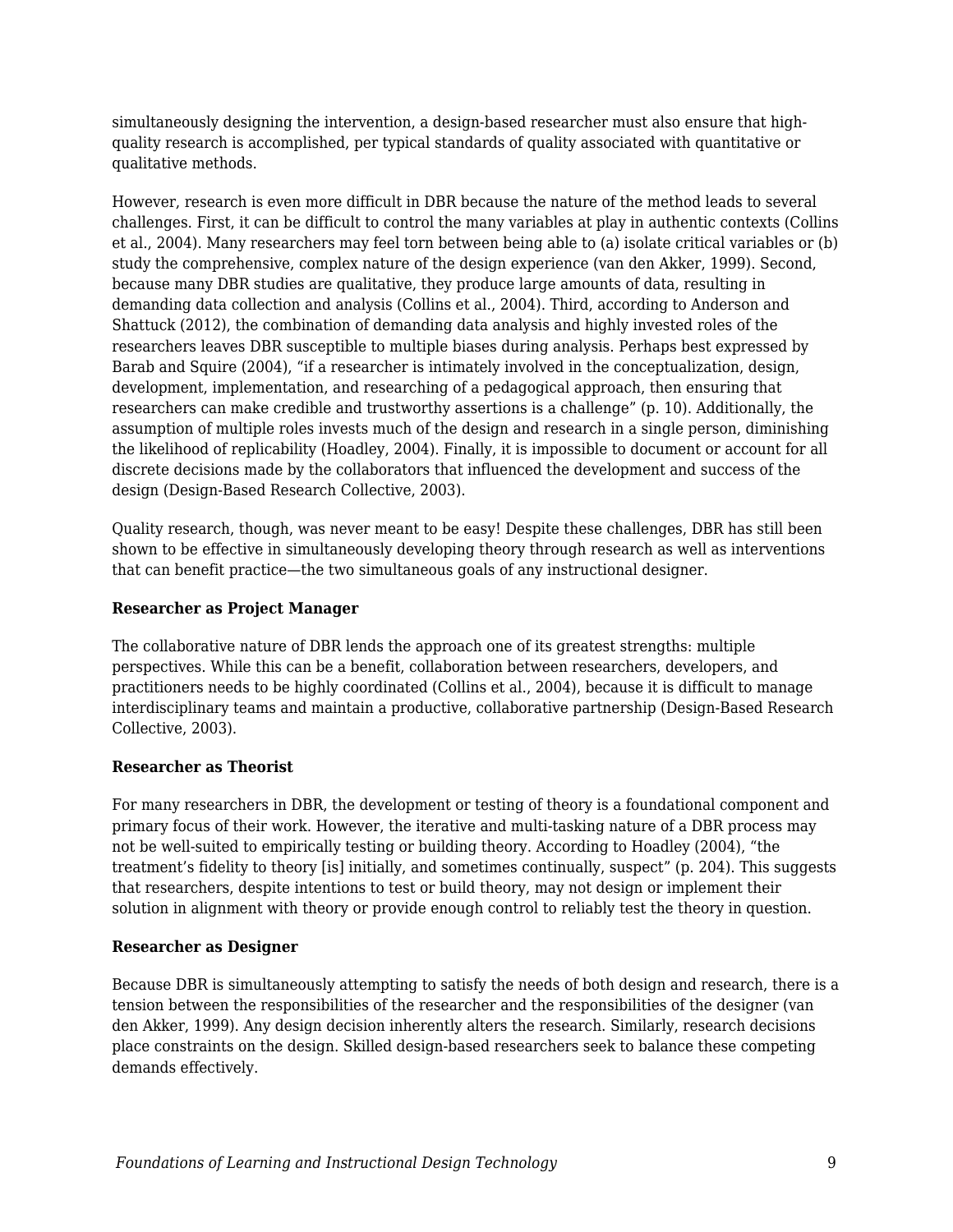simultaneously designing the intervention, a design-based researcher must also ensure that high-quality research is accomplished, per typical standards of quality associated with quantitative or qualitative methods.

However, research is even more difficult in DBR because the nature of the method leads to several challenges. First, it can be difficult to control the many variables at play in authentic contexts (Collins et al., 2004). Many researchers may feel torn between being able to (a) isolate critical variables or (b) study the comprehensive, complex nature of the design experience (van den Akker, 1999). Second, because many DBR studies are qualitative, they produce large amounts of data, resulting in demanding data collection and analysis (Collins et al., 2004). Third, according to Anderson and Shattuck (2012), the combination of demanding data analysis and highly invested roles of the researchers leaves DBR susceptible to multiple biases during analysis. Perhaps best expressed by Barab and Squire (2004), "if a researcher is intimately involved in the conceptualization, design, development, implementation, and researching of a pedagogical approach, then ensuring that researchers can make credible and trustworthy assertions is a challenge" (p. 10). Additionally, the assumption of multiple roles invests much of the design and research in a single person, diminishing the likelihood of replicability (Hoadley, 2004). Finally, it is impossible to document or account for all discrete decisions made by the collaborators that influenced the development and success of the design (Design-Based Research Collective, 2003).

Quality research, though, was never meant to be easy! Despite these challenges, DBR has still been shown to be effective in simultaneously developing theory through research as well as interventions that can benefit practice—the two simultaneous goals of any instructional designer.

**Researcher as Project Manager**

The collaborative nature of DBR lends the approach one of its greatest strengths: multiple perspectives. While this can be a benefit, collaboration between researchers, developers, and practitioners needs to be highly coordinated (Collins et al., 2004), because it is difficult to manage interdisciplinary teams and maintain a productive, collaborative partnership (Design-Based Research Collective, 2003).

**Researcher as Theorist**

For many researchers in DBR, the development or testing of theory is a foundational component and primary focus of their work. However, the iterative and multi-tasking nature of a DBR process may not be well-suited to empirically testing or building theory. According to Hoadley (2004), "the treatment's fidelity to theory [is] initially, and sometimes continually, suspect" (p. 204). This suggests that researchers, despite intentions to test or build theory, may not design or implement their solution in alignment with theory or provide enough control to reliably test the theory in question.

**Researcher as Designer**

Because DBR is simultaneously attempting to satisfy the needs of both design and research, there is a tension between the responsibilities of the researcher and the responsibilities of the designer (van den Akker, 1999). Any design decision inherently alters the research. Similarly, research decisions place constraints on the design. Skilled design-based researchers seek to balance these competing demands effectively.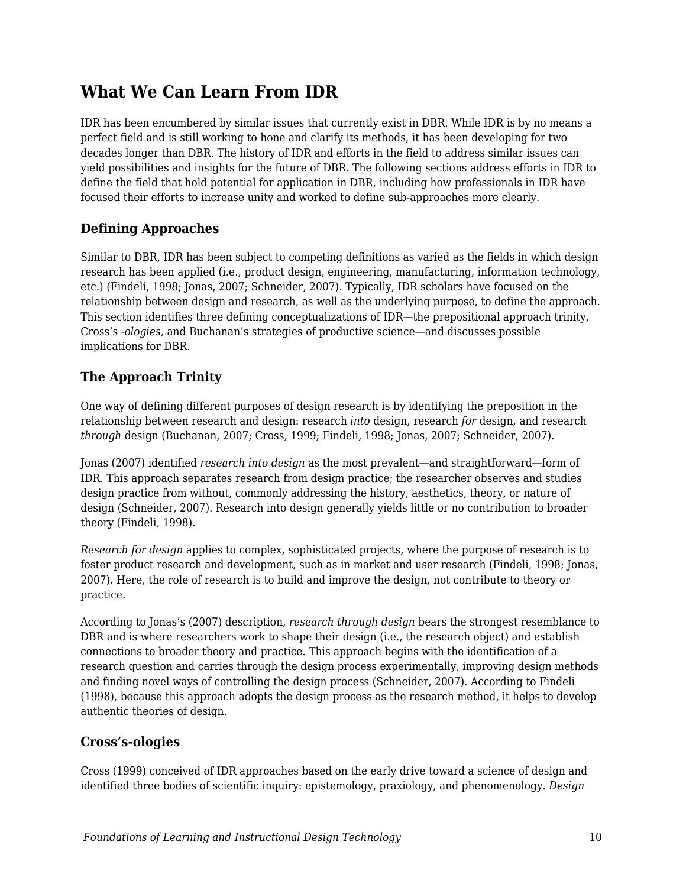## What We Can Learn From IDR

IDR has been encumbered by similar issues that currently exist in DBR. While IDR is by no means a perfect field and is still working to hone and clarify its methods, it has been developing for two decades longer than DBR. The history of IDR and efforts in the field to address similar issues can yield possibilities and insights for the future of DBR. The following sections address efforts in IDR to define the field that hold potential for application in DBR, including how professionals in IDR have focused their efforts to increase unity and worked to define sub-approaches more clearly.

### Defining Approaches

Similar to DBR, IDR has been subject to competing definitions as varied as the fields in which design research has been applied (i.e., product design, engineering, manufacturing, information technology, etc.) (Findeli, 1998; Jonas, 2007; Schneider, 2007). Typically, IDR scholars have focused on the relationship between design and research, as well as the underlying purpose, to define the approach. This section identifies three defining conceptualizations of IDR—the prepositional approach trinity, Cross's *-ologies,* and Buchanan's strategies of productive science—and discusses possible implications for DBR.

### The Approach Trinity

One way of defining different purposes of design research is by identifying the preposition in the relationship between research and design: research *into* design, research *for* design, and research *through* design (Buchanan, 2007; Cross, 1999; Findeli, 1998; Jonas, 2007; Schneider, 2007).

Jonas (2007) identified *research into design* as the most prevalent—and straightforward—form of IDR. This approach separates research from design practice; the researcher observes and studies design practice from without, commonly addressing the history, aesthetics, theory, or nature of design (Schneider, 2007). Research into design generally yields little or no contribution to broader theory (Findeli, 1998).

*Research for design* applies to complex, sophisticated projects, where the purpose of research is to foster product research and development, such as in market and user research (Findeli, 1998; Jonas, 2007). Here, the role of research is to build and improve the design, not contribute to theory or practice.

According to Jonas's (2007) description, *research through design* bears the strongest resemblance to DBR and is where researchers work to shape their design (i.e., the research object) and establish connections to broader theory and practice. This approach begins with the identification of a research question and carries through the design process experimentally, improving design methods and finding novel ways of controlling the design process (Schneider, 2007). According to Findeli (1998), because this approach adopts the design process as the research method, it helps to develop authentic theories of design.

### Cross's-ologies

Cross (1999) conceived of IDR approaches based on the early drive toward a science of design and identified three bodies of scientific inquiry: epistemology, praxiology, and phenomenology. *Design*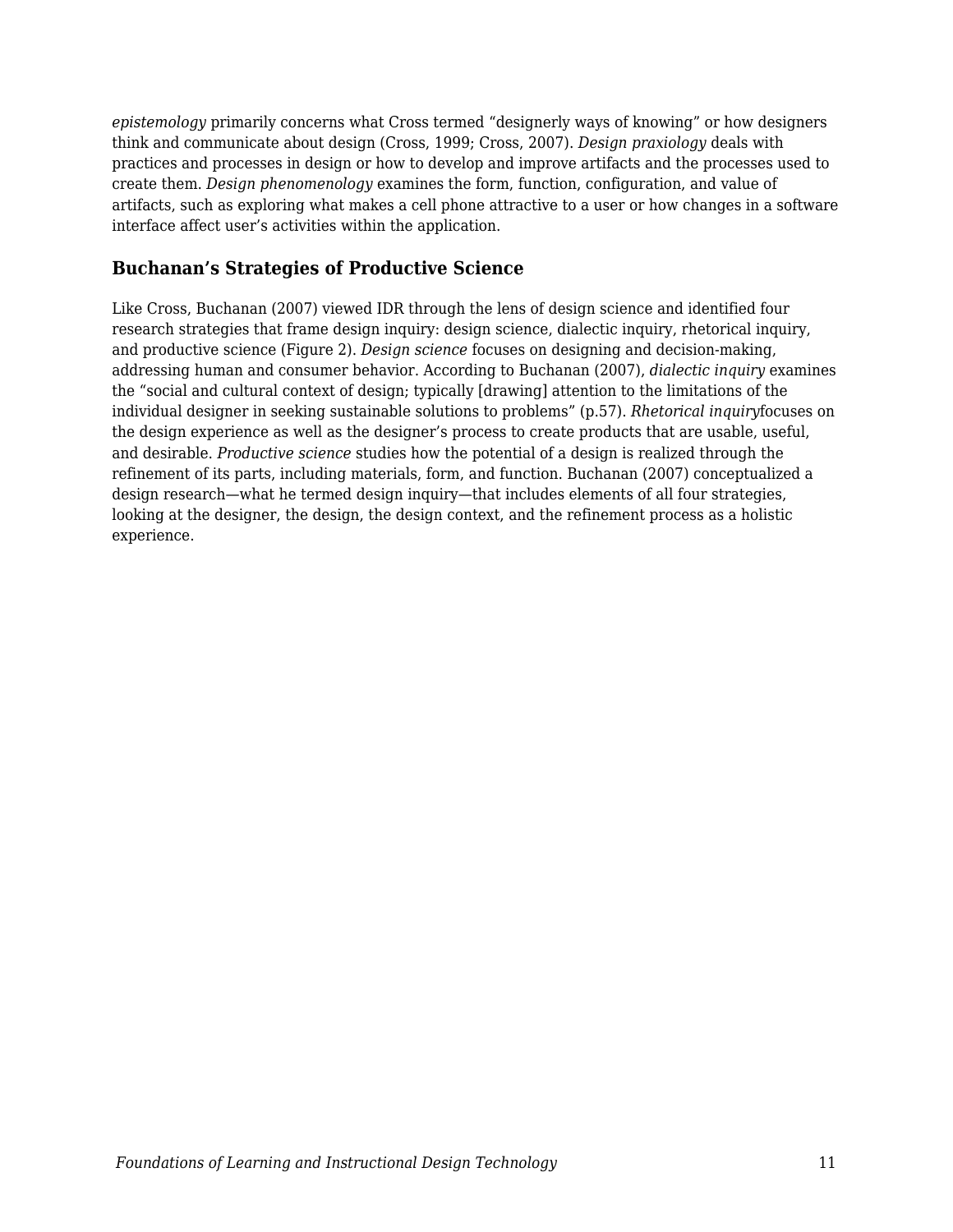*epistemology* primarily concerns what Cross termed “designerly ways of knowing” or how designers think and communicate about design (Cross, 1999; Cross, 2007). *Design praxiology* deals with practices and processes in design or how to develop and improve artifacts and the processes used to create them. *Design phenomenology* examines the form, function, configuration, and value of artifacts, such as exploring what makes a cell phone attractive to a user or how changes in a software interface affect user’s activities within the application.

## Buchanan’s Strategies of Productive Science

Like Cross, Buchanan (2007) viewed IDR through the lens of design science and identified four research strategies that frame design inquiry: design science, dialectic inquiry, rhetorical inquiry, and productive science (Figure 2). *Design science* focuses on designing and decision-making, addressing human and consumer behavior. According to Buchanan (2007), *dialectic inquiry* examines the “social and cultural context of design; typically [drawing] attention to the limitations of the individual designer in seeking sustainable solutions to problems” (p.57). *Rhetorical inquiry*focuses on the design experience as well as the designer’s process to create products that are usable, useful, and desirable. *Productive science* studies how the potential of a design is realized through the refinement of its parts, including materials, form, and function. Buchanan (2007) conceptualized a design research—what he termed design inquiry—that includes elements of all four strategies, looking at the designer, the design, the design context, and the refinement process as a holistic experience.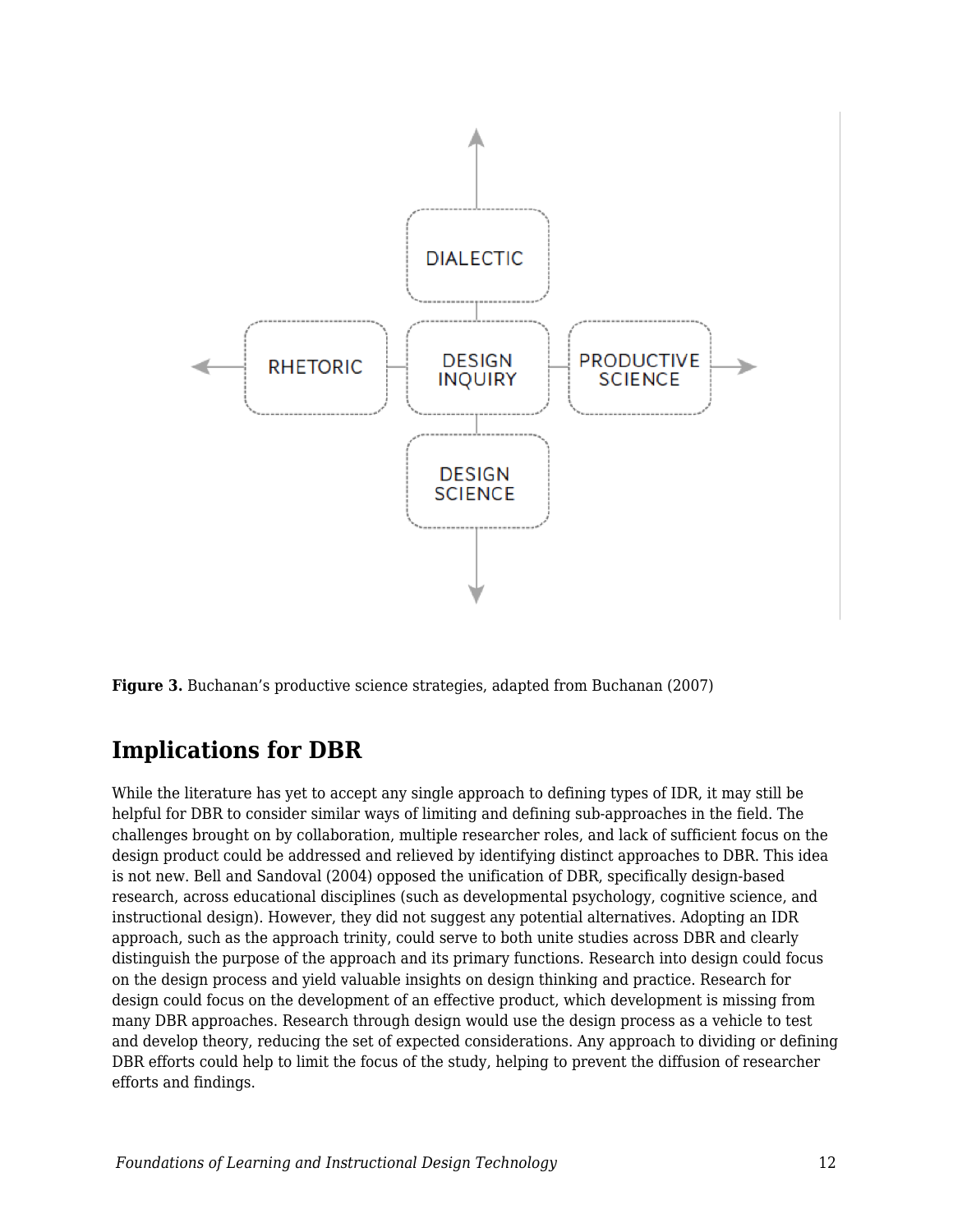DIALECTIC

RHETORIC | DESIGN INQUIRY | PRODUCTIVE SCIENCE

DESIGN SCIENCE

**Figure 3.** Buchanan's productive science strategies, adapted from Buchanan (2007)

## Implications for DBR

While the literature has yet to accept any single approach to defining types of IDR, it may still be helpful for DBR to consider similar ways of limiting and defining sub-approaches in the field. The challenges brought on by collaboration, multiple researcher roles, and lack of sufficient focus on the design product could be addressed and relieved by identifying distinct approaches to DBR. This idea is not new. Bell and Sandoval (2004) opposed the unification of DBR, specifically design-based research, across educational disciplines (such as developmental psychology, cognitive science, and instructional design). However, they did not suggest any potential alternatives. Adopting an IDR approach, such as the approach trinity, could serve to both unite studies across DBR and clearly distinguish the purpose of the approach and its primary functions. Research into design could focus on the design process and yield valuable insights on design thinking and practice. Research for design could focus on the development of an effective product, which development is missing from many DBR approaches. Research through design would use the design process as a vehicle to test and develop theory, reducing the set of expected considerations. Any approach to dividing or defining DBR efforts could help to limit the focus of the study, helping to prevent the diffusion of researcher efforts and findings.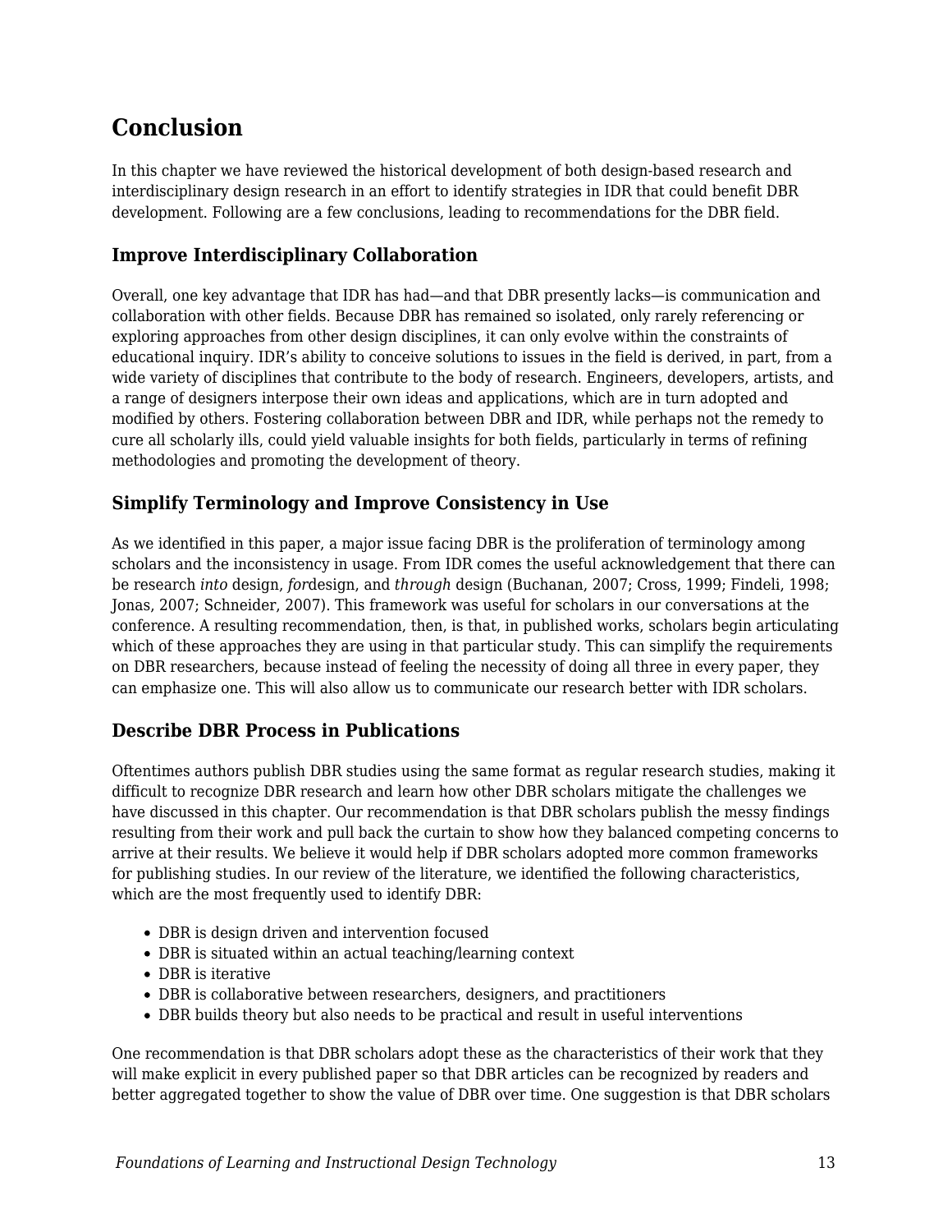## Conclusion

In this chapter we have reviewed the historical development of both design-based research and interdisciplinary design research in an effort to identify strategies in IDR that could benefit DBR development. Following are a few conclusions, leading to recommendations for the DBR field.

### Improve Interdisciplinary Collaboration

Overall, one key advantage that IDR has had—and that DBR presently lacks—is communication and collaboration with other fields. Because DBR has remained so isolated, only rarely referencing or exploring approaches from other design disciplines, it can only evolve within the constraints of educational inquiry. IDR's ability to conceive solutions to issues in the field is derived, in part, from a wide variety of disciplines that contribute to the body of research. Engineers, developers, artists, and a range of designers interpose their own ideas and applications, which are in turn adopted and modified by others. Fostering collaboration between DBR and IDR, while perhaps not the remedy to cure all scholarly ills, could yield valuable insights for both fields, particularly in terms of refining methodologies and promoting the development of theory.

### Simplify Terminology and Improve Consistency in Use

As we identified in this paper, a major issue facing DBR is the proliferation of terminology among scholars and the inconsistency in usage. From IDR comes the useful acknowledgement that there can be research *into* design, *for*design, and *through* design (Buchanan, 2007; Cross, 1999; Findeli, 1998; Jonas, 2007; Schneider, 2007). This framework was useful for scholars in our conversations at the conference. A resulting recommendation, then, is that, in published works, scholars begin articulating which of these approaches they are using in that particular study. This can simplify the requirements on DBR researchers, because instead of feeling the necessity of doing all three in every paper, they can emphasize one. This will also allow us to communicate our research better with IDR scholars.

### Describe DBR Process in Publications

Oftentimes authors publish DBR studies using the same format as regular research studies, making it difficult to recognize DBR research and learn how other DBR scholars mitigate the challenges we have discussed in this chapter. Our recommendation is that DBR scholars publish the messy findings resulting from their work and pull back the curtain to show how they balanced competing concerns to arrive at their results. We believe it would help if DBR scholars adopted more common frameworks for publishing studies. In our review of the literature, we identified the following characteristics, which are the most frequently used to identify DBR:

- DBR is design driven and intervention focused
- DBR is situated within an actual teaching/learning context
- DBR is iterative
- DBR is collaborative between researchers, designers, and practitioners
- DBR builds theory but also needs to be practical and result in useful interventions

One recommendation is that DBR scholars adopt these as the characteristics of their work that they will make explicit in every published paper so that DBR articles can be recognized by readers and better aggregated together to show the value of DBR over time. One suggestion is that DBR scholars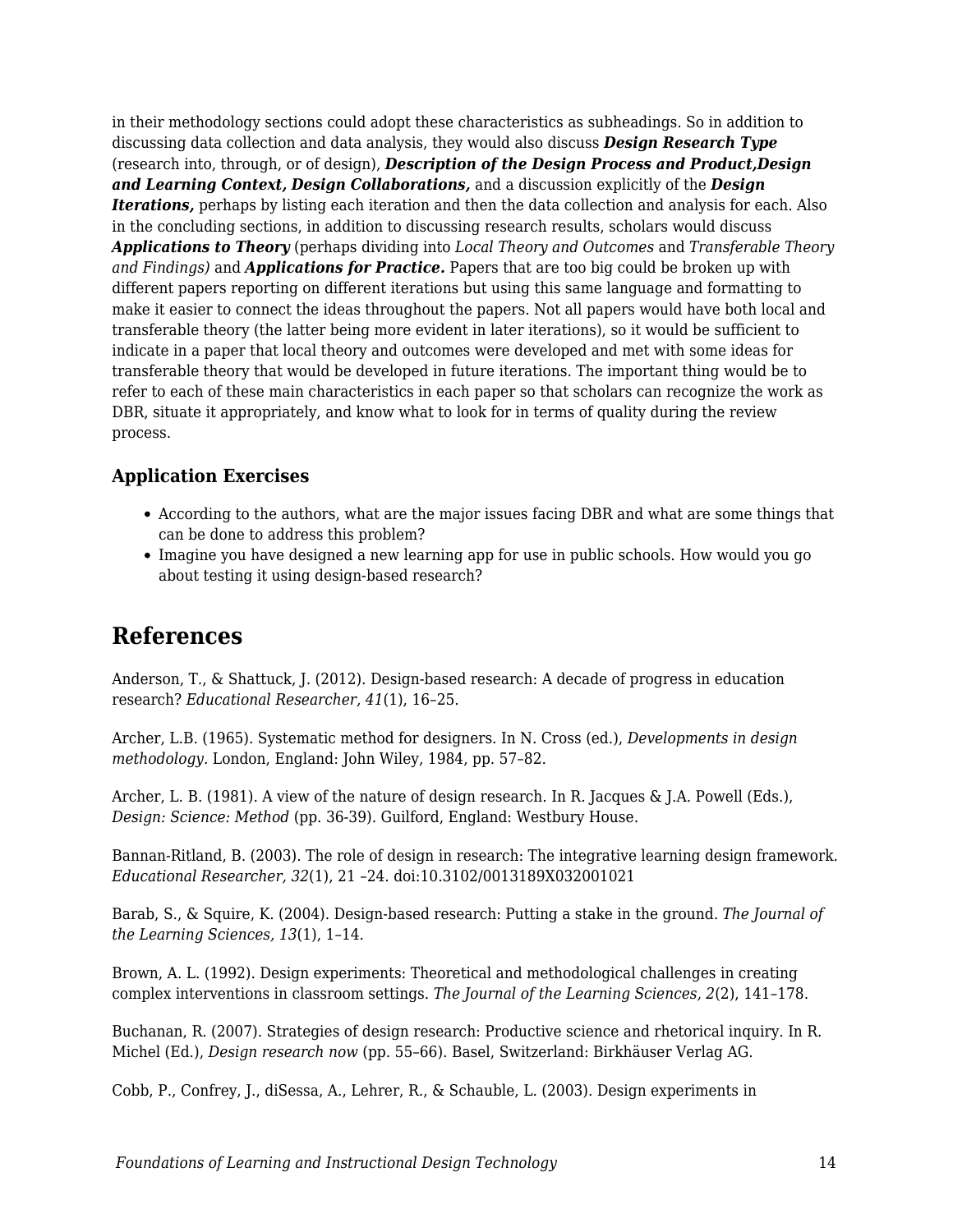in their methodology sections could adopt these characteristics as subheadings. So in addition to discussing data collection and data analysis, they would also discuss ***Design Research Type*** (research into, through, or of design), ***Description of the Design Process and Product,Design and Learning Context, Design Collaborations,*** and a discussion explicitly of the ***Design Iterations,*** perhaps by listing each iteration and then the data collection and analysis for each. Also in the concluding sections, in addition to discussing research results, scholars would discuss ***Applications to Theory*** (perhaps dividing into *Local Theory and Outcomes* and *Transferable Theory and Findings)* and ***Applications for Practice.*** Papers that are too big could be broken up with different papers reporting on different iterations but using this same language and formatting to make it easier to connect the ideas throughout the papers. Not all papers would have both local and transferable theory (the latter being more evident in later iterations), so it would be sufficient to indicate in a paper that local theory and outcomes were developed and met with some ideas for transferable theory that would be developed in future iterations. The important thing would be to refer to each of these main characteristics in each paper so that scholars can recognize the work as DBR, situate it appropriately, and know what to look for in terms of quality during the review process.

### Application Exercises

- According to the authors, what are the major issues facing DBR and what are some things that can be done to address this problem?
- Imagine you have designed a new learning app for use in public schools. How would you go about testing it using design-based research?

## References

Anderson, T., & Shattuck, J. (2012). Design-based research: A decade of progress in education research? *Educational Researcher, 41*(1), 16–25.

Archer, L.B. (1965). Systematic method for designers. In N. Cross (ed.), *Developments in design methodology.* London, England: John Wiley, 1984, pp. 57–82.

Archer, L. B. (1981). A view of the nature of design research. In R. Jacques & J.A. Powell (Eds.), *Design: Science: Method* (pp. 36-39). Guilford, England: Westbury House.

Bannan-Ritland, B. (2003). The role of design in research: The integrative learning design framework. *Educational Researcher, 32*(1), 21 –24. doi:10.3102/0013189X032001021

Barab, S., & Squire, K. (2004). Design-based research: Putting a stake in the ground. *The Journal of the Learning Sciences, 13*(1), 1–14.

Brown, A. L. (1992). Design experiments: Theoretical and methodological challenges in creating complex interventions in classroom settings. *The Journal of the Learning Sciences, 2*(2), 141–178.

Buchanan, R. (2007). Strategies of design research: Productive science and rhetorical inquiry. In R. Michel (Ed.), *Design research now* (pp. 55–66). Basel, Switzerland: Birkhäuser Verlag AG.

Cobb, P., Confrey, J., diSessa, A., Lehrer, R., & Schauble, L. (2003). Design experiments in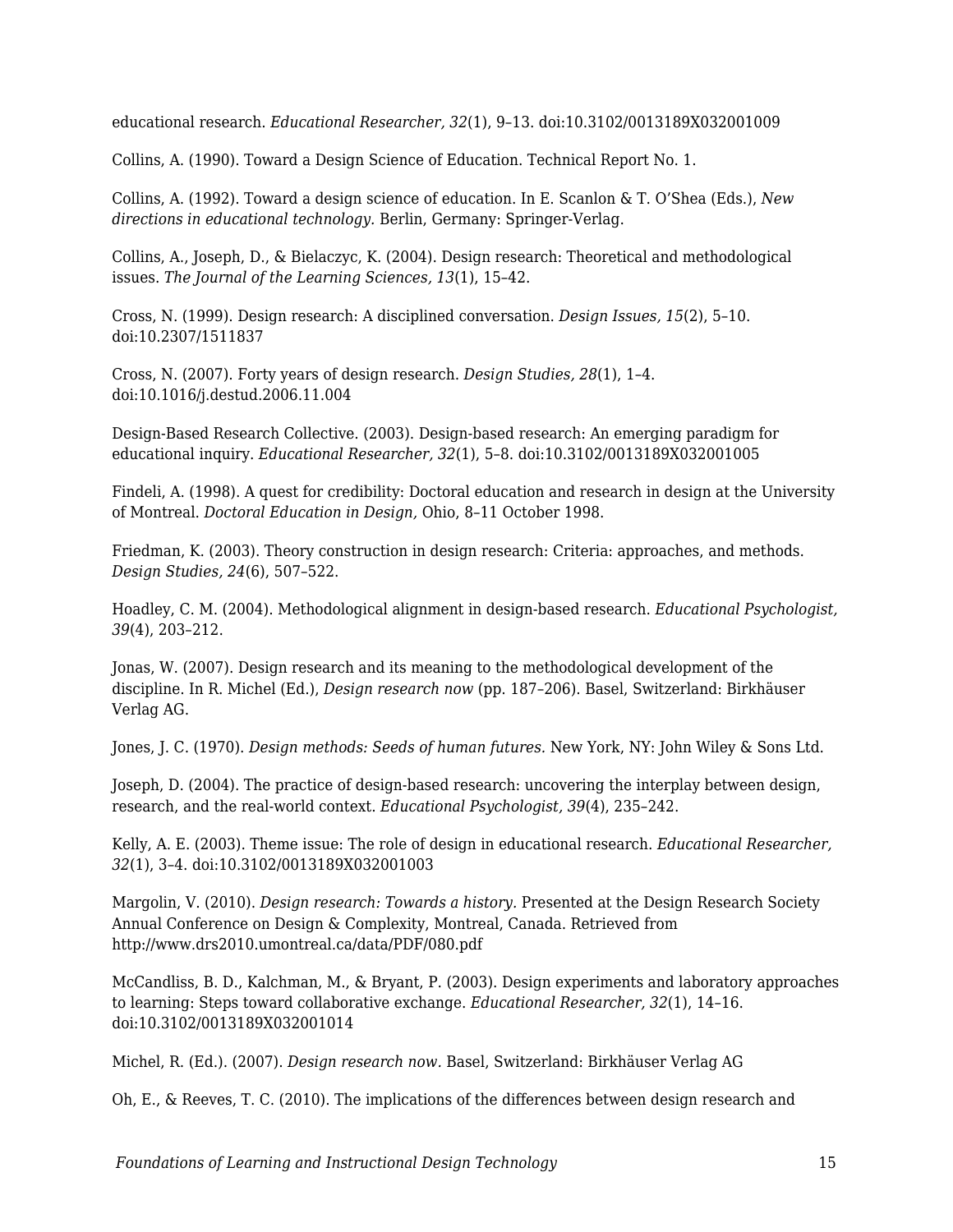educational research. *Educational Researcher, 32*(1), 9–13. doi:10.3102/0013189X032001009

Collins, A. (1990). Toward a Design Science of Education. Technical Report No. 1.

Collins, A. (1992). Toward a design science of education. In E. Scanlon & T. O'Shea (Eds.), *New directions in educational technology.* Berlin, Germany: Springer-Verlag.

Collins, A., Joseph, D., & Bielaczyc, K. (2004). Design research: Theoretical and methodological issues. *The Journal of the Learning Sciences, 13*(1), 15–42.

Cross, N. (1999). Design research: A disciplined conversation. *Design Issues, 15*(2), 5–10. doi:10.2307/1511837

Cross, N. (2007). Forty years of design research. *Design Studies, 28*(1), 1–4. doi:10.1016/j.destud.2006.11.004

Design-Based Research Collective. (2003). Design-based research: An emerging paradigm for educational inquiry. *Educational Researcher, 32*(1), 5–8. doi:10.3102/0013189X032001005

Findeli, A. (1998). A quest for credibility: Doctoral education and research in design at the University of Montreal. *Doctoral Education in Design,* Ohio, 8–11 October 1998.

Friedman, K. (2003). Theory construction in design research: Criteria: approaches, and methods. *Design Studies, 24*(6), 507–522.

Hoadley, C. M. (2004). Methodological alignment in design-based research. *Educational Psychologist, 39*(4), 203–212.

Jonas, W. (2007). Design research and its meaning to the methodological development of the discipline. In R. Michel (Ed.), *Design research now* (pp. 187–206). Basel, Switzerland: Birkhäuser Verlag AG.

Jones, J. C. (1970). *Design methods: Seeds of human futures.* New York, NY: John Wiley & Sons Ltd.

Joseph, D. (2004). The practice of design-based research: uncovering the interplay between design, research, and the real-world context. *Educational Psychologist, 39*(4), 235–242.

Kelly, A. E. (2003). Theme issue: The role of design in educational research. *Educational Researcher, 32*(1), 3–4. doi:10.3102/0013189X032001003

Margolin, V. (2010). *Design research: Towards a history.* Presented at the Design Research Society Annual Conference on Design & Complexity, Montreal, Canada. Retrieved from http://www.drs2010.umontreal.ca/data/PDF/080.pdf

McCandliss, B. D., Kalchman, M., & Bryant, P. (2003). Design experiments and laboratory approaches to learning: Steps toward collaborative exchange. *Educational Researcher, 32*(1), 14–16. doi:10.3102/0013189X032001014

Michel, R. (Ed.). (2007). *Design research now.* Basel, Switzerland: Birkhäuser Verlag AG

Oh, E., & Reeves, T. C. (2010). The implications of the differences between design research and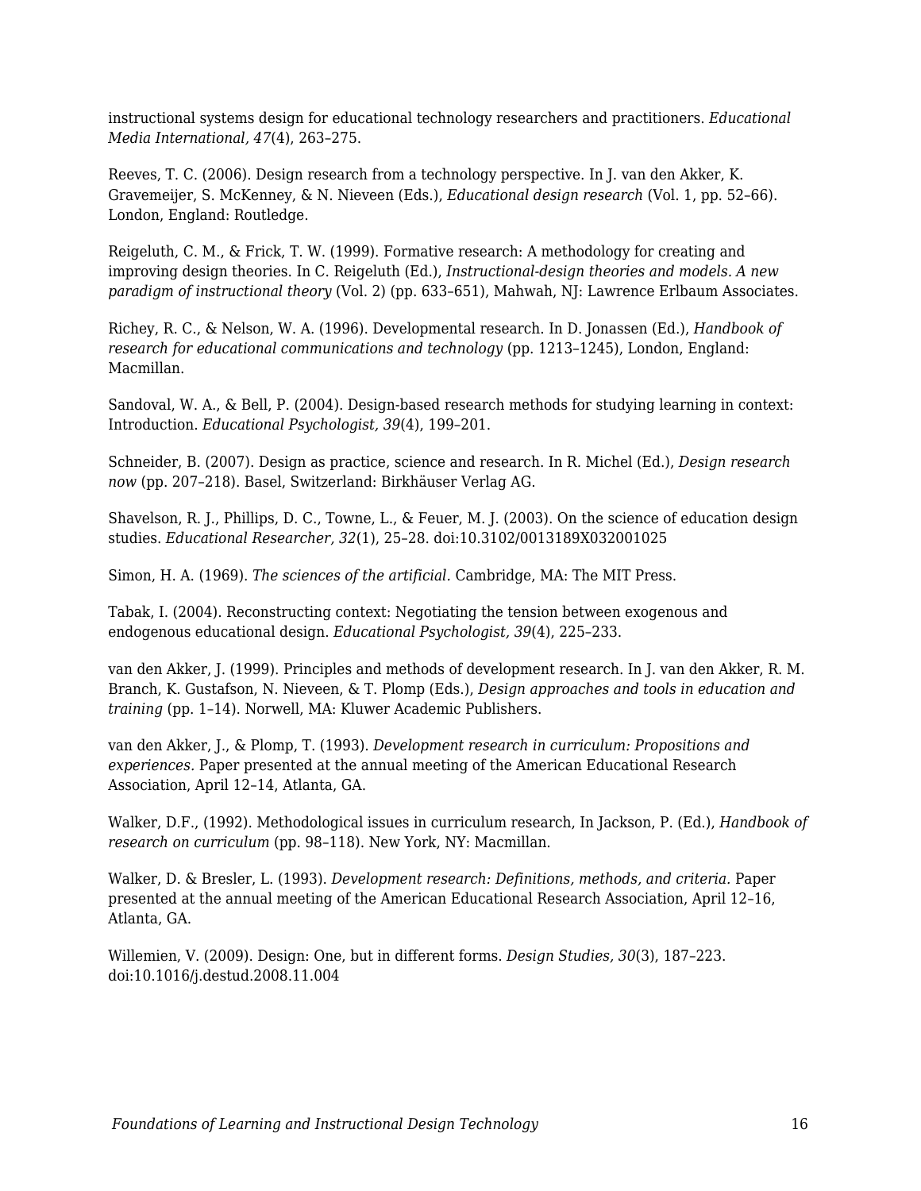instructional systems design for educational technology researchers and practitioners. *Educational Media International, 47*(4), 263–275.

Reeves, T. C. (2006). Design research from a technology perspective. In J. van den Akker, K. Gravemeijer, S. McKenney, & N. Nieveen (Eds.), *Educational design research* (Vol. 1, pp. 52–66). London, England: Routledge.

Reigeluth, C. M., & Frick, T. W. (1999). Formative research: A methodology for creating and improving design theories. In C. Reigeluth (Ed.), *Instructional-design theories and models. A new paradigm of instructional theory* (Vol. 2) (pp. 633–651), Mahwah, NJ: Lawrence Erlbaum Associates.

Richey, R. C., & Nelson, W. A. (1996). Developmental research. In D. Jonassen (Ed.), *Handbook of research for educational communications and technology* (pp. 1213–1245), London, England: Macmillan.

Sandoval, W. A., & Bell, P. (2004). Design-based research methods for studying learning in context: Introduction. *Educational Psychologist, 39*(4), 199–201.

Schneider, B. (2007). Design as practice, science and research. In R. Michel (Ed.), *Design research now* (pp. 207–218). Basel, Switzerland: Birkhäuser Verlag AG.

Shavelson, R. J., Phillips, D. C., Towne, L., & Feuer, M. J. (2003). On the science of education design studies. *Educational Researcher, 32*(1), 25–28. doi:10.3102/0013189X032001025

Simon, H. A. (1969). *The sciences of the artificial.* Cambridge, MA: The MIT Press.

Tabak, I. (2004). Reconstructing context: Negotiating the tension between exogenous and endogenous educational design. *Educational Psychologist, 39*(4), 225–233.

van den Akker, J. (1999). Principles and methods of development research. In J. van den Akker, R. M. Branch, K. Gustafson, N. Nieveen, & T. Plomp (Eds.), *Design approaches and tools in education and training* (pp. 1–14). Norwell, MA: Kluwer Academic Publishers.

van den Akker, J., & Plomp, T. (1993). *Development research in curriculum: Propositions and experiences.* Paper presented at the annual meeting of the American Educational Research Association, April 12–14, Atlanta, GA.

Walker, D.F., (1992). Methodological issues in curriculum research, In Jackson, P. (Ed.), *Handbook of research on curriculum* (pp. 98–118). New York, NY: Macmillan.

Walker, D. & Bresler, L. (1993). *Development research: Definitions, methods, and criteria.* Paper presented at the annual meeting of the American Educational Research Association, April 12–16, Atlanta, GA.

Willemien, V. (2009). Design: One, but in different forms. *Design Studies, 30*(3), 187–223. doi:10.1016/j.destud.2008.11.004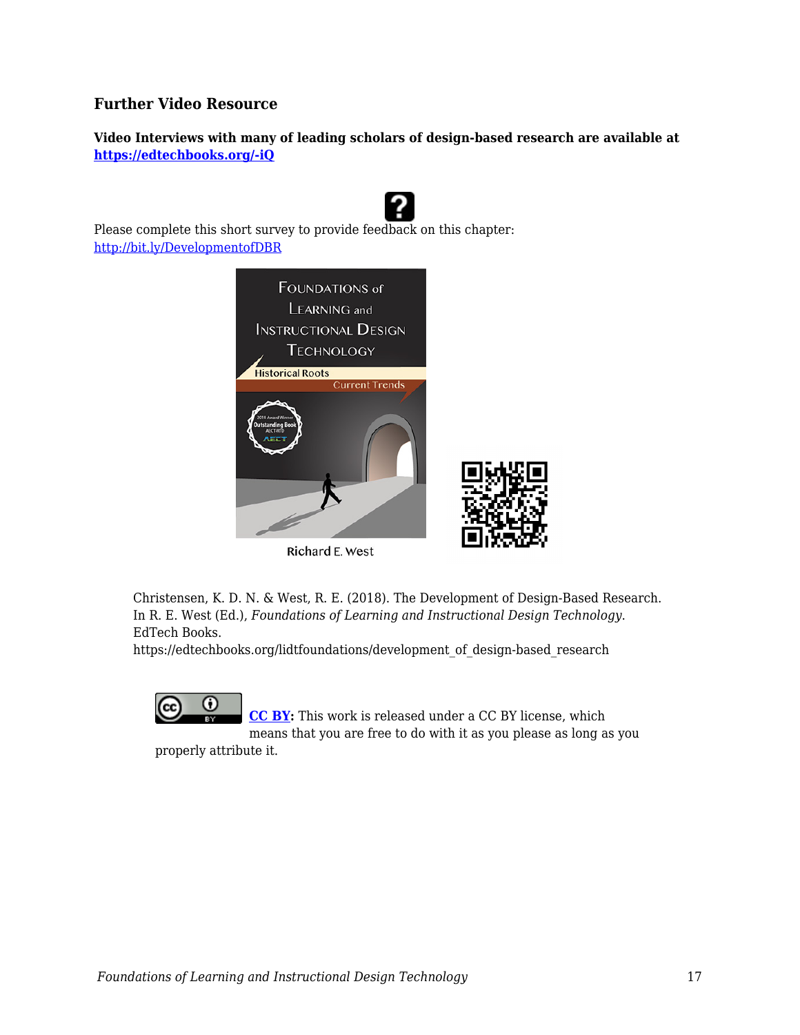### Further Video Resource

**Video Interviews with many of leading scholars of design-based research are available at [https://edtechbooks.org/-iQ](https://edtechbooks.org/-iQ)**

Please complete this short survey to provide feedback on this chapter: [http://bit.ly/DevelopmentofDBR](http://bit.ly/DevelopmentofDBR)

Christensen, K. D. N. & West, R. E. (2018). The Development of Design-Based Research. In R. E. West (Ed.), *Foundations of Learning and Instructional Design Technology*. EdTech Books. https://edtechbooks.org/lidtfoundations/development_of_design-based_research

**[CC BY](https://creativecommons.org/licenses/by/4.0/):** This work is released under a CC BY license, which means that you are free to do with it as you please as long as you properly attribute it.